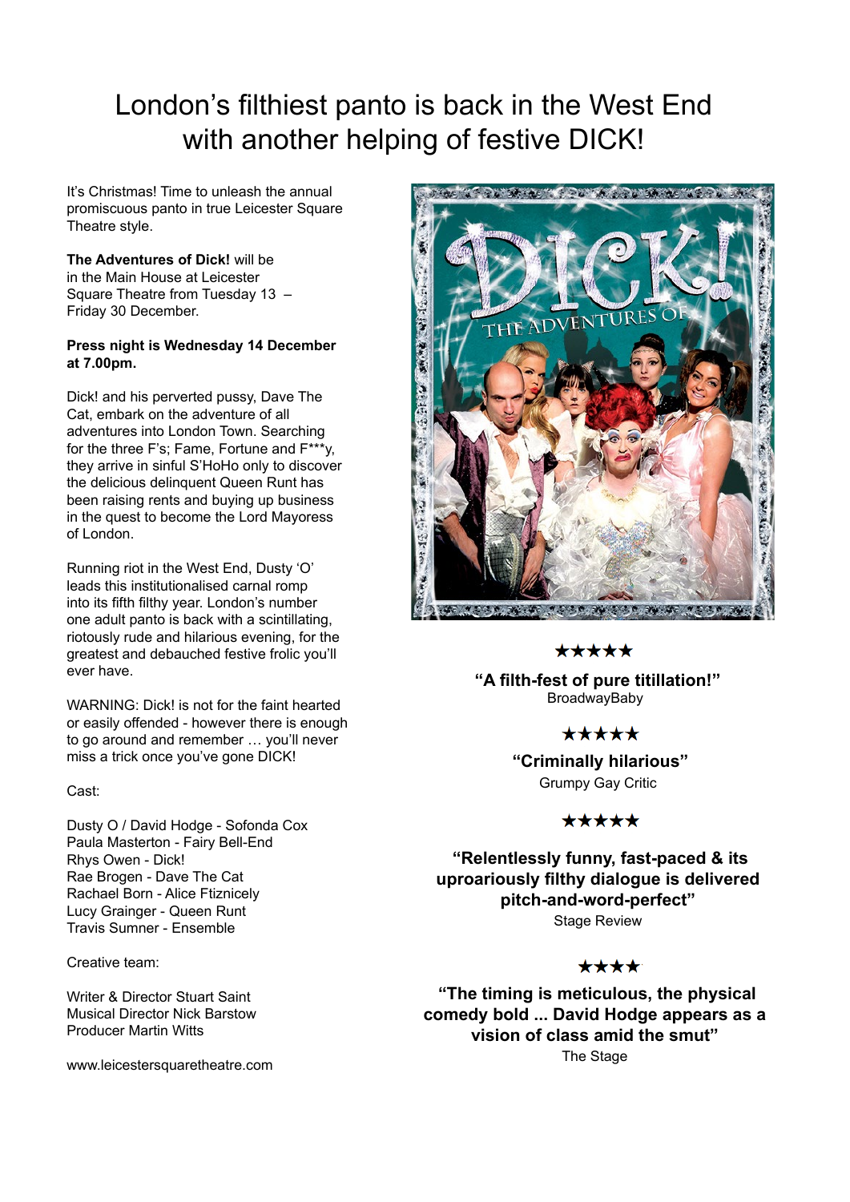# London's filthiest panto is back in the West End with another helping of festive DICK!

It's Christmas! Time to unleash the annual promiscuous panto in true Leicester Square Theatre style.

**The Adventures of Dick!** will be in the Main House at Leicester Square Theatre from Tuesday 13 – Friday 30 December.

**Press night is Wednesday 14 December at 7.00pm.**

Dick! and his perverted pussy, Dave The Cat, embark on the adventure of all adventures into London Town. Searching for the three F's; Fame, Fortune and F***y, they arrive in sinful S'HoHo only to discover the delicious delinquent Queen Runt has been raising rents and buying up business in the quest to become the Lord Mayoress of London.

Running riot in the West End, Dusty 'O' leads this institutionalised carnal romp into its fifth filthy year. London's number one adult panto is back with a scintillating, riotously rude and hilarious evening, for the greatest and debauched festive frolic you'll ever have.

WARNING: Dick! is not for the faint hearted or easily offended - however there is enough to go around and remember … you'll never miss a trick once you've gone DICK!

Cast:

Dusty O / David Hodge - Sofonda Cox
Paula Masterton - Fairy Bell-End
Rhys Owen - Dick!
Rae Brogen - Dave The Cat
Rachael Born - Alice Ftiznicely
Lucy Grainger - Queen Runt
Travis Sumner - Ensemble

Creative team:

Writer & Director Stuart Saint
Musical Director Nick Barstow
Producer Martin Witts

www.leicestersquaretheatre.com

★★★★★

**"A filth-fest of pure titillation!"**
BroadwayBaby

★★★★★

**"Criminally hilarious"**
Grumpy Gay Critic

★★★★★

**"Relentlessly funny, fast-paced & its uproariously filthy dialogue is delivered pitch-and-word-perfect"**
Stage Review

★★★★

**"The timing is meticulous, the physical comedy bold ... David Hodge appears as a vision of class amid the smut"**
The Stage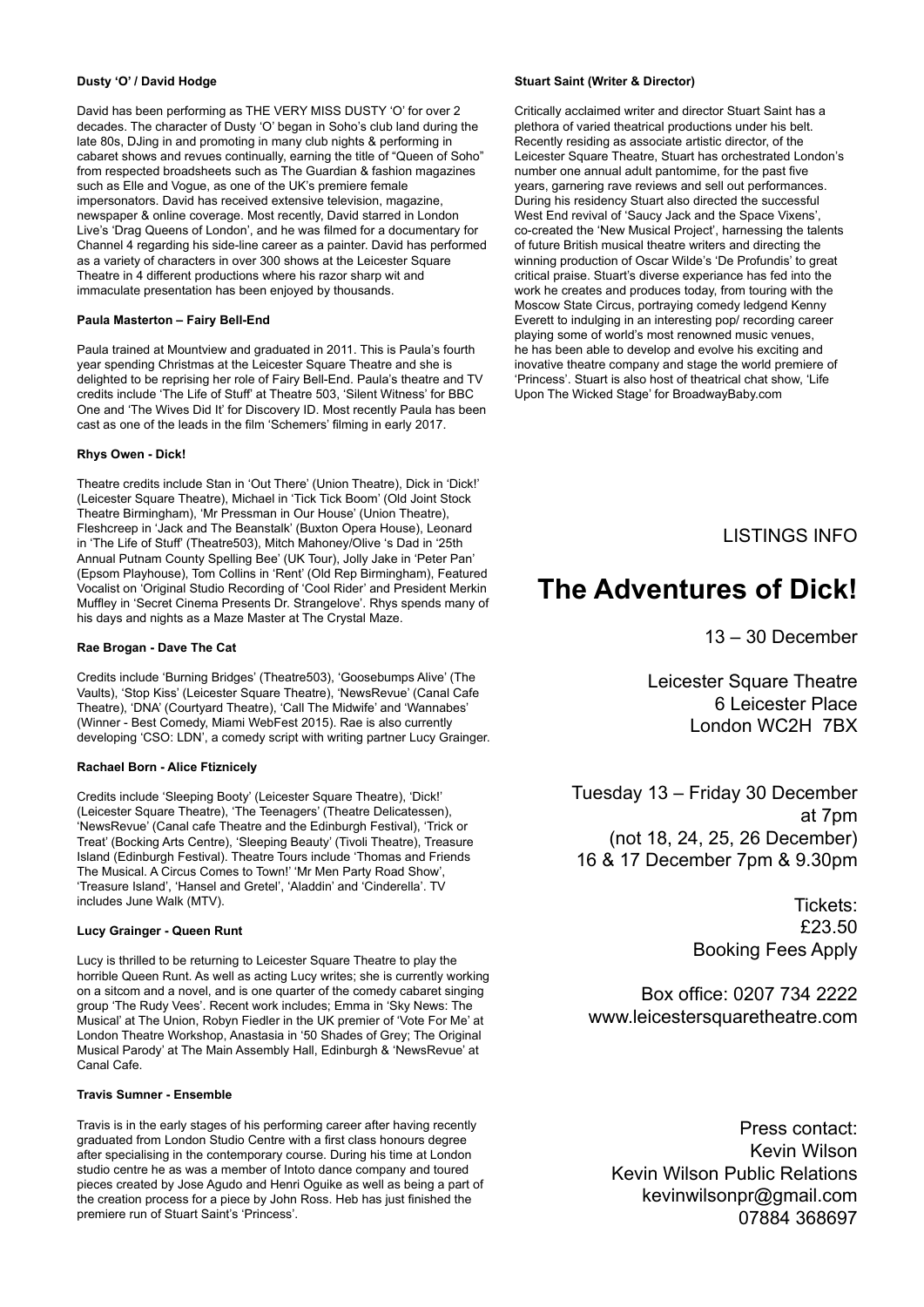#### Dusty 'O' / David Hodge

David has been performing as THE VERY MISS DUSTY 'O' for over 2 decades. The character of Dusty 'O' began in Soho's club land during the late 80s, DJing in and promoting in many club nights & performing in cabaret shows and revues continually, earning the title of "Queen of Soho" from respected broadsheets such as The Guardian & fashion magazines such as Elle and Vogue, as one of the UK's premiere female impersonators. David has received extensive television, magazine, newspaper & online coverage. Most recently, David starred in London Live's 'Drag Queens of London', and he was filmed for a documentary for Channel 4 regarding his side-line career as a painter. David has performed as a variety of characters in over 300 shows at the Leicester Square Theatre in 4 different productions where his razor sharp wit and immaculate presentation has been enjoyed by thousands.

#### Paula Masterton – Fairy Bell-End

Paula trained at Mountview and graduated in 2011. This is Paula's fourth year spending Christmas at the Leicester Square Theatre and she is delighted to be reprising her role of Fairy Bell-End. Paula's theatre and TV credits include 'The Life of Stuff' at Theatre 503, 'Silent Witness' for BBC One and 'The Wives Did It' for Discovery ID. Most recently Paula has been cast as one of the leads in the film 'Schemers' filming in early 2017.

#### Rhys Owen - Dick!

Theatre credits include Stan in 'Out There' (Union Theatre), Dick in 'Dick!' (Leicester Square Theatre), Michael in 'Tick Tick Boom' (Old Joint Stock Theatre Birmingham), 'Mr Pressman in Our House' (Union Theatre), Fleshcreep in 'Jack and The Beanstalk' (Buxton Opera House), Leonard in 'The Life of Stuff' (Theatre503), Mitch Mahoney/Olive 's Dad in '25th Annual Putnam County Spelling Bee' (UK Tour), Jolly Jake in 'Peter Pan' (Epsom Playhouse), Tom Collins in 'Rent' (Old Rep Birmingham), Featured Vocalist on 'Original Studio Recording of 'Cool Rider' and President Merkin Muffley in 'Secret Cinema Presents Dr. Strangelove'. Rhys spends many of his days and nights as a Maze Master at The Crystal Maze.

#### Rae Brogan - Dave The Cat

Credits include 'Burning Bridges' (Theatre503), 'Goosebumps Alive' (The Vaults), 'Stop Kiss' (Leicester Square Theatre), 'NewsRevue' (Canal Cafe Theatre), 'DNA' (Courtyard Theatre), 'Call The Midwife' and 'Wannabes' (Winner - Best Comedy, Miami WebFest 2015). Rae is also currently developing 'CSO: LDN', a comedy script with writing partner Lucy Grainger.

#### Rachael Born - Alice Ftiznicely

Credits include 'Sleeping Booty' (Leicester Square Theatre), 'Dick!' (Leicester Square Theatre), 'The Teenagers' (Theatre Delicatessen), 'NewsRevue' (Canal cafe Theatre and the Edinburgh Festival), 'Trick or Treat' (Bocking Arts Centre), 'Sleeping Beauty' (Tivoli Theatre), Treasure Island (Edinburgh Festival). Theatre Tours include 'Thomas and Friends The Musical. A Circus Comes to Town!' 'Mr Men Party Road Show', 'Treasure Island', 'Hansel and Gretel', 'Aladdin' and 'Cinderella'. TV includes June Walk (MTV).

#### Lucy Grainger - Queen Runt

Lucy is thrilled to be returning to Leicester Square Theatre to play the horrible Queen Runt. As well as acting Lucy writes; she is currently working on a sitcom and a novel, and is one quarter of the comedy cabaret singing group 'The Rudy Vees'. Recent work includes; Emma in 'Sky News: The Musical' at The Union, Robyn Fiedler in the UK premier of 'Vote For Me' at London Theatre Workshop, Anastasia in '50 Shades of Grey; The Original Musical Parody' at The Main Assembly Hall, Edinburgh & 'NewsRevue' at Canal Cafe.

#### Travis Sumner - Ensemble

Travis is in the early stages of his performing career after having recently graduated from London Studio Centre with a first class honours degree after specialising in the contemporary course. During his time at London studio centre he as was a member of Intoto dance company and toured pieces created by Jose Agudo and Henri Oguike as well as being a part of the creation process for a piece by John Ross. Heb has just finished the premiere run of Stuart Saint's 'Princess'.

#### Stuart Saint (Writer & Director)

Critically acclaimed writer and director Stuart Saint has a plethora of varied theatrical productions under his belt. Recently residing as associate artistic director, of the Leicester Square Theatre, Stuart has orchestrated London's number one annual adult pantomime, for the past five years, garnering rave reviews and sell out performances. During his residency Stuart also directed the successful West End revival of 'Saucy Jack and the Space Vixens', co-created the 'New Musical Project', harnessing the talents of future British musical theatre writers and directing the winning production of Oscar Wilde's 'De Profundis' to great critical praise. Stuart's diverse experiance has fed into the work he creates and produces today, from touring with the Moscow State Circus, portraying comedy ledgend Kenny Everett to indulging in an interesting pop/ recording career playing some of world's most renowned music venues, he has been able to develop and evolve his exciting and inovative theatre company and stage the world premiere of 'Princess'. Stuart is also host of theatrical chat show, 'Life Upon The Wicked Stage' for BroadwayBaby.com

LISTINGS INFO

# The Adventures of Dick!

13 – 30 December

Leicester Square Theatre
6 Leicester Place
London WC2H 7BX

Tuesday 13 – Friday 30 December
at 7pm
(not 18, 24, 25, 26 December)
16 & 17 December 7pm & 9.30pm

Tickets:
£23.50
Booking Fees Apply

Box office: 0207 734 2222
www.leicestersquaretheatre.com

Press contact:
Kevin Wilson
Kevin Wilson Public Relations
kevinwilsonpr@gmail.com
07884 368697